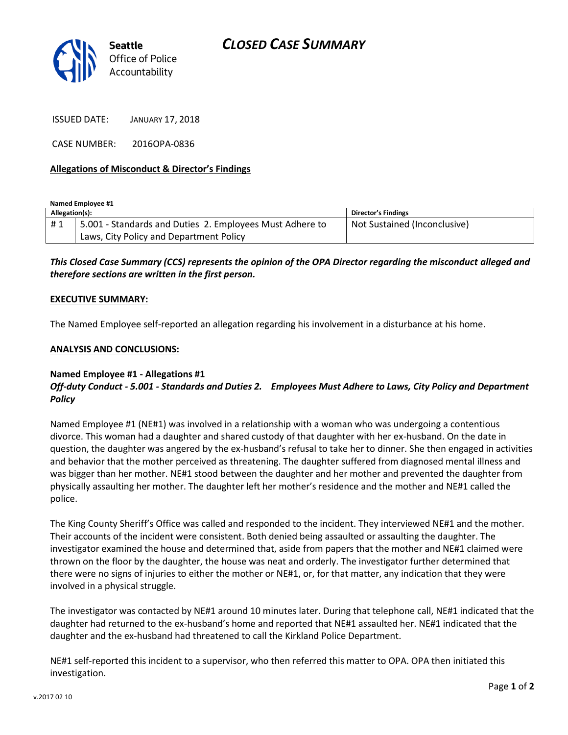**Seattle** Office of Police Accountability

# CLOSED CASE SUMMARY

ISSUED DATE: JANUARY 17, 2018

CASE NUMBER: 2016OPA-0836

**Allegations of Misconduct & Director's Findings**

**Named Employee #1**

| Allegation(s): | | Director's Findings |
|---|---|---|
| # 1 | 5.001 - Standards and Duties 2. Employees Must Adhere to Laws, City Policy and Department Policy | Not Sustained (Inconclusive) |

***This Closed Case Summary (CCS) represents the opinion of the OPA Director regarding the misconduct alleged and therefore sections are written in the first person.***

**EXECUTIVE SUMMARY:**

The Named Employee self-reported an allegation regarding his involvement in a disturbance at his home.

**ANALYSIS AND CONCLUSIONS:**

**Named Employee #1 - Allegations #1**
***Off-duty Conduct - 5.001 - Standards and Duties 2. Employees Must Adhere to Laws, City Policy and Department Policy***

Named Employee #1 (NE#1) was involved in a relationship with a woman who was undergoing a contentious divorce. This woman had a daughter and shared custody of that daughter with her ex-husband. On the date in question, the daughter was angered by the ex-husband's refusal to take her to dinner. She then engaged in activities and behavior that the mother perceived as threatening. The daughter suffered from diagnosed mental illness and was bigger than her mother. NE#1 stood between the daughter and her mother and prevented the daughter from physically assaulting her mother. The daughter left her mother's residence and the mother and NE#1 called the police.

The King County Sheriff's Office was called and responded to the incident. They interviewed NE#1 and the mother. Their accounts of the incident were consistent. Both denied being assaulted or assaulting the daughter. The investigator examined the house and determined that, aside from papers that the mother and NE#1 claimed were thrown on the floor by the daughter, the house was neat and orderly. The investigator further determined that there were no signs of injuries to either the mother or NE#1, or, for that matter, any indication that they were involved in a physical struggle.

The investigator was contacted by NE#1 around 10 minutes later. During that telephone call, NE#1 indicated that the daughter had returned to the ex-husband's home and reported that NE#1 assaulted her. NE#1 indicated that the daughter and the ex-husband had threatened to call the Kirkland Police Department.

NE#1 self-reported this incident to a supervisor, who then referred this matter to OPA. OPA then initiated this investigation.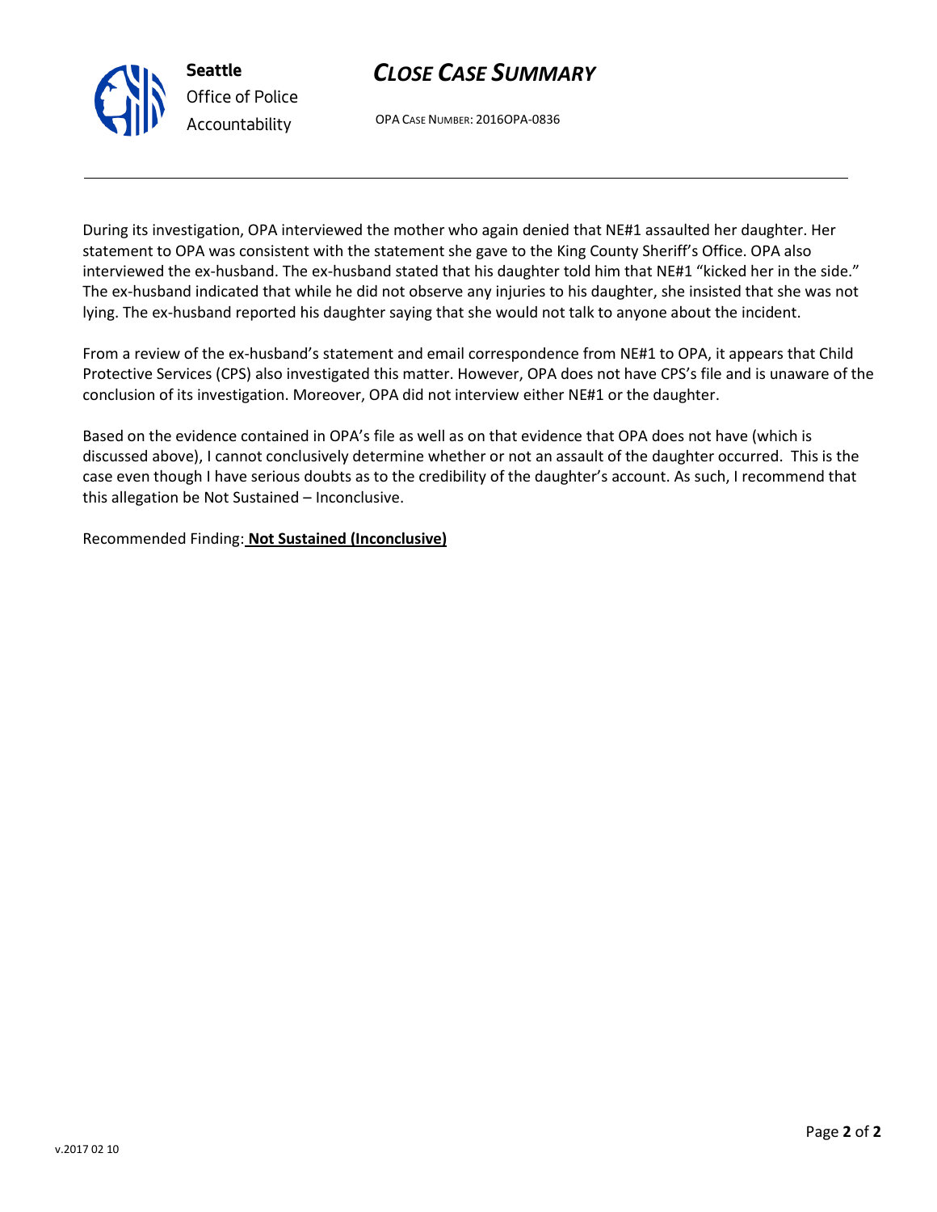During its investigation, OPA interviewed the mother who again denied that NE#1 assaulted her daughter. Her statement to OPA was consistent with the statement she gave to the King County Sheriff's Office. OPA also interviewed the ex-husband. The ex-husband stated that his daughter told him that NE#1 "kicked her in the side." The ex-husband indicated that while he did not observe any injuries to his daughter, she insisted that she was not lying. The ex-husband reported his daughter saying that she would not talk to anyone about the incident.

From a review of the ex-husband's statement and email correspondence from NE#1 to OPA, it appears that Child Protective Services (CPS) also investigated this matter. However, OPA does not have CPS's file and is unaware of the conclusion of its investigation. Moreover, OPA did not interview either NE#1 or the daughter.

Based on the evidence contained in OPA's file as well as on that evidence that OPA does not have (which is discussed above), I cannot conclusively determine whether or not an assault of the daughter occurred. This is the case even though I have serious doubts as to the credibility of the daughter's account. As such, I recommend that this allegation be Not Sustained – Inconclusive.

Recommended Finding: **Not Sustained (Inconclusive)**